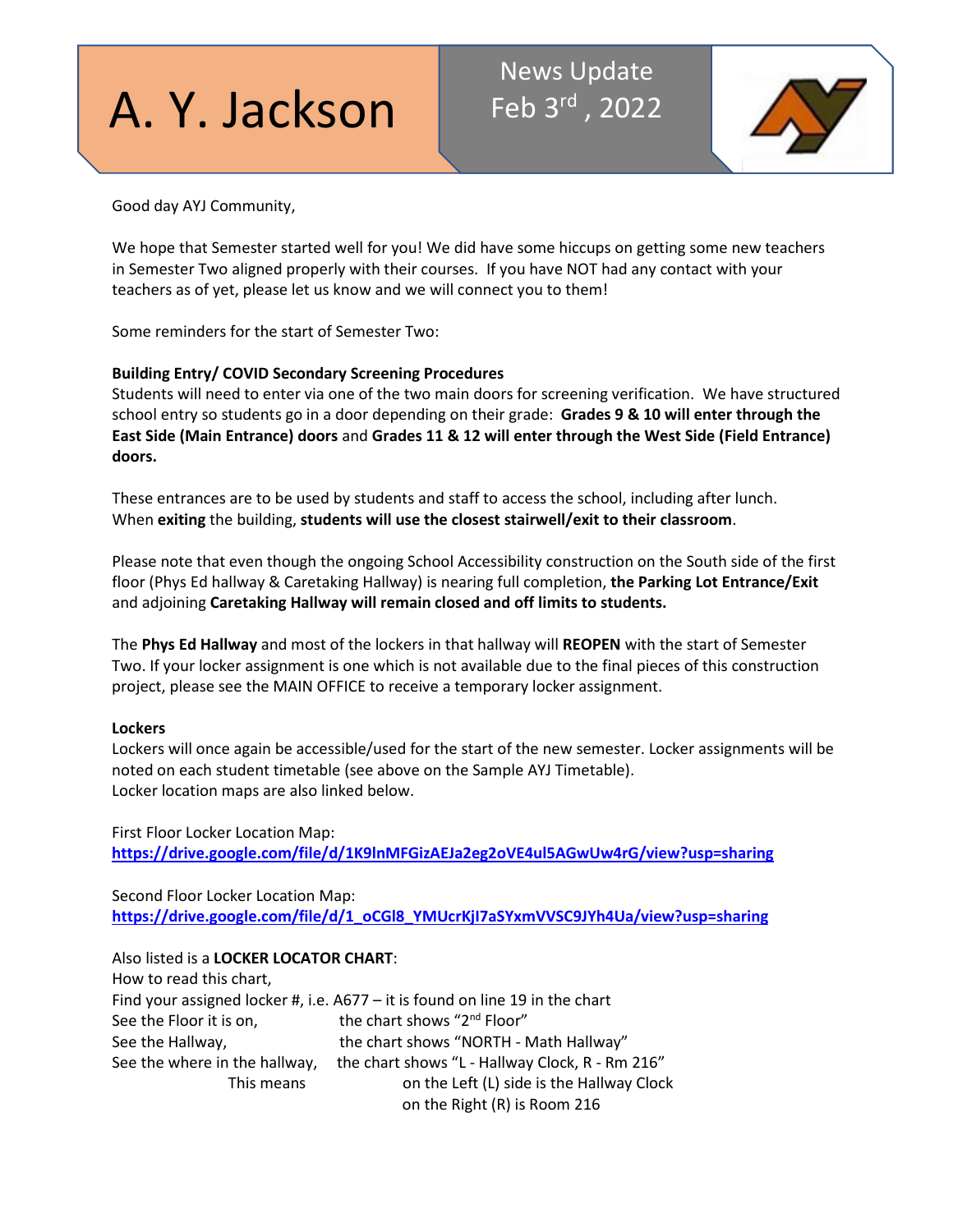# A. Y. Jackson

News Update
Feb 3rd, 2022

Good day AYJ Community,

We hope that Semester started well for you! We did have some hiccups on getting some new teachers in Semester Two aligned properly with their courses. If you have NOT had any contact with your teachers as of yet, please let us know and we will connect you to them!

Some reminders for the start of Semester Two:

**Building Entry/ COVID Secondary Screening Procedures**
Students will need to enter via one of the two main doors for screening verification. We have structured school entry so students go in a door depending on their grade: **Grades 9 & 10 will enter through the East Side (Main Entrance) doors** and **Grades 11 & 12 will enter through the West Side (Field Entrance) doors.**

These entrances are to be used by students and staff to access the school, including after lunch. When **exiting** the building, **students will use the closest stairwell/exit to their classroom**.

Please note that even though the ongoing School Accessibility construction on the South side of the first floor (Phys Ed hallway & Caretaking Hallway) is nearing full completion, **the Parking Lot Entrance/Exit** and adjoining **Caretaking Hallway will remain closed and off limits to students.**

The **Phys Ed Hallway** and most of the lockers in that hallway will **REOPEN** with the start of Semester Two. If your locker assignment is one which is not available due to the final pieces of this construction project, please see the MAIN OFFICE to receive a temporary locker assignment.

**Lockers**
Lockers will once again be accessible/used for the start of the new semester. Locker assignments will be noted on each student timetable (see above on the Sample AYJ Timetable).
Locker location maps are also linked below.

First Floor Locker Location Map:
https://drive.google.com/file/d/1K9lnMFGizAEJa2eg2oVE4ul5AGwUw4rG/view?usp=sharing

Second Floor Locker Location Map:
https://drive.google.com/file/d/1_oCGl8_YMUcrKjI7aSYxmVVSC9JYh4Ua/view?usp=sharing

Also listed is a **LOCKER LOCATOR CHART**:
How to read this chart,
Find your assigned locker #, i.e. A677 – it is found on line 19 in the chart
See the Floor it is on, the chart shows "2nd Floor"
See the Hallway, the chart shows "NORTH - Math Hallway"
See the where in the hallway, the chart shows "L - Hallway Clock, R - Rm 216"
This means on the Left (L) side is the Hallway Clock
on the Right (R) is Room 216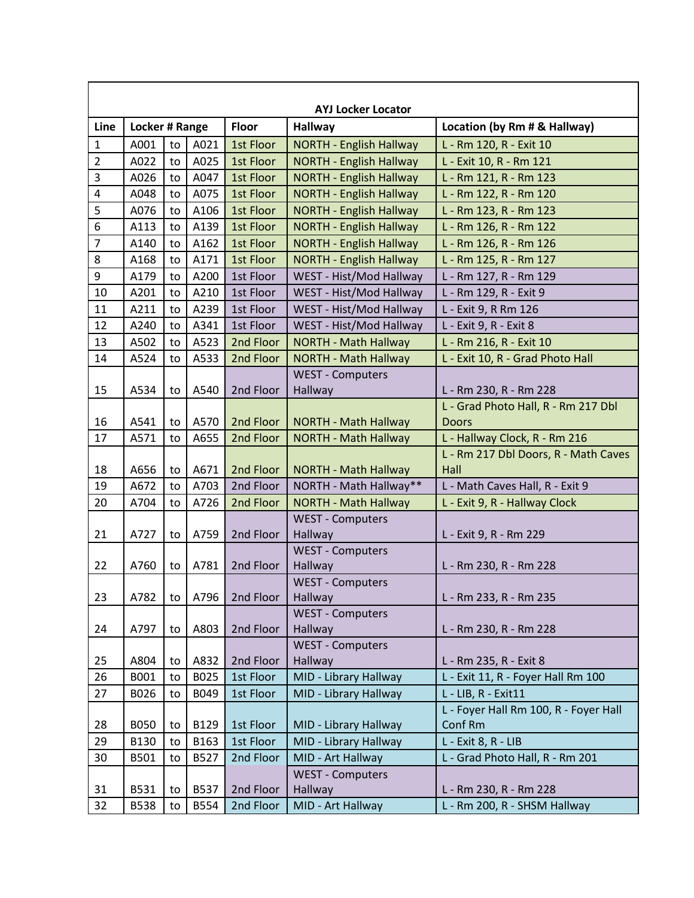| AYJ Locker Locator | | | | | | |
|---|---|---|---|---|---|---|
| Line | Locker # Range | | | Floor | Hallway | Location (by Rm # & Hallway) |
| 1 | A001 | to | A021 | 1st Floor | NORTH - English Hallway | L - Rm 120, R - Exit 10 |
| 2 | A022 | to | A025 | 1st Floor | NORTH - English Hallway | L - Exit 10, R - Rm 121 |
| 3 | A026 | to | A047 | 1st Floor | NORTH - English Hallway | L - Rm 121, R - Rm 123 |
| 4 | A048 | to | A075 | 1st Floor | NORTH - English Hallway | L - Rm 122, R - Rm 120 |
| 5 | A076 | to | A106 | 1st Floor | NORTH - English Hallway | L - Rm 123, R - Rm 123 |
| 6 | A113 | to | A139 | 1st Floor | NORTH - English Hallway | L - Rm 126, R - Rm 122 |
| 7 | A140 | to | A162 | 1st Floor | NORTH - English Hallway | L - Rm 126, R - Rm 126 |
| 8 | A168 | to | A171 | 1st Floor | NORTH - English Hallway | L - Rm 125, R - Rm 127 |
| 9 | A179 | to | A200 | 1st Floor | WEST - Hist/Mod Hallway | L - Rm 127, R - Rm 129 |
| 10 | A201 | to | A210 | 1st Floor | WEST - Hist/Mod Hallway | L - Rm 129, R - Exit 9 |
| 11 | A211 | to | A239 | 1st Floor | WEST - Hist/Mod Hallway | L - Exit 9, R Rm 126 |
| 12 | A240 | to | A341 | 1st Floor | WEST - Hist/Mod Hallway | L - Exit 9, R - Exit 8 |
| 13 | A502 | to | A523 | 2nd Floor | NORTH - Math Hallway | L - Rm 216, R - Exit 10 |
| 14 | A524 | to | A533 | 2nd Floor | NORTH - Math Hallway | L - Exit 10, R - Grad Photo Hall |
| 15 | A534 | to | A540 | 2nd Floor | WEST - Computers Hallway | L - Rm 230, R - Rm 228 |
| 16 | A541 | to | A570 | 2nd Floor | NORTH - Math Hallway | L - Grad Photo Hall, R - Rm 217 Dbl Doors |
| 17 | A571 | to | A655 | 2nd Floor | NORTH - Math Hallway | L - Hallway Clock, R - Rm 216 |
| 18 | A656 | to | A671 | 2nd Floor | NORTH - Math Hallway | L - Rm 217 Dbl Doors, R - Math Caves Hall |
| 19 | A672 | to | A703 | 2nd Floor | NORTH - Math Hallway** | L - Math Caves Hall, R - Exit 9 |
| 20 | A704 | to | A726 | 2nd Floor | NORTH - Math Hallway | L - Exit 9, R - Hallway Clock |
| 21 | A727 | to | A759 | 2nd Floor | WEST - Computers Hallway | L - Exit 9, R - Rm 229 |
| 22 | A760 | to | A781 | 2nd Floor | WEST - Computers Hallway | L - Rm 230, R - Rm 228 |
| 23 | A782 | to | A796 | 2nd Floor | WEST - Computers Hallway | L - Rm 233, R - Rm 235 |
| 24 | A797 | to | A803 | 2nd Floor | WEST - Computers Hallway | L - Rm 230, R - Rm 228 |
| 25 | A804 | to | A832 | 2nd Floor | WEST - Computers Hallway | L - Rm 235, R - Exit 8 |
| 26 | B001 | to | B025 | 1st Floor | MID - Library Hallway | L - Exit 11, R - Foyer Hall Rm 100 |
| 27 | B026 | to | B049 | 1st Floor | MID - Library Hallway | L - LIB, R - Exit11 |
| 28 | B050 | to | B129 | 1st Floor | MID - Library Hallway | L - Foyer Hall Rm 100, R - Foyer Hall Conf Rm |
| 29 | B130 | to | B163 | 1st Floor | MID - Library Hallway | L - Exit 8, R - LIB |
| 30 | B501 | to | B527 | 2nd Floor | MID - Art Hallway | L - Grad Photo Hall, R - Rm 201 |
| 31 | B531 | to | B537 | 2nd Floor | WEST - Computers Hallway | L - Rm 230, R - Rm 228 |
| 32 | B538 | to | B554 | 2nd Floor | MID - Art Hallway | L - Rm 200, R - SHSM Hallway |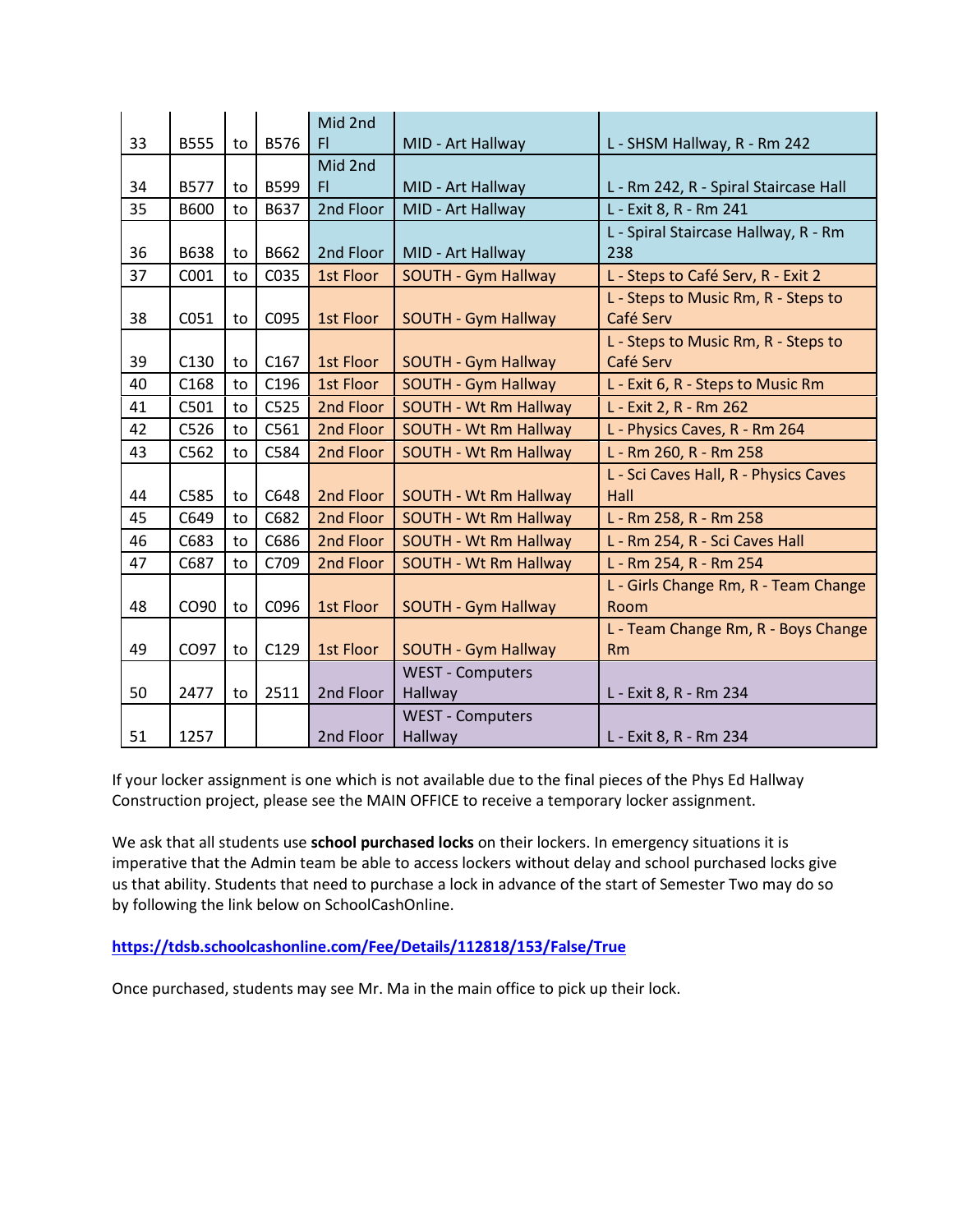| 33 | B555 | to | B576 | Mid 2nd Fl | MID - Art Hallway | L - SHSM Hallway, R - Rm 242 |
|---|---|---|---|---|---|---|
| 34 | B577 | to | B599 | Mid 2nd Fl | MID - Art Hallway | L - Rm 242, R - Spiral Staircase Hall |
| 35 | B600 | to | B637 | 2nd Floor | MID - Art Hallway | L - Exit 8, R - Rm 241 |
| 36 | B638 | to | B662 | 2nd Floor | MID - Art Hallway | L - Spiral Staircase Hallway, R - Rm 238 |
| 37 | C001 | to | C035 | 1st Floor | SOUTH - Gym Hallway | L - Steps to Café Serv, R - Exit 2 |
| 38 | C051 | to | C095 | 1st Floor | SOUTH - Gym Hallway | L - Steps to Music Rm, R - Steps to Café Serv |
| 39 | C130 | to | C167 | 1st Floor | SOUTH - Gym Hallway | L - Steps to Music Rm, R - Steps to Café Serv |
| 40 | C168 | to | C196 | 1st Floor | SOUTH - Gym Hallway | L - Exit 6, R - Steps to Music Rm |
| 41 | C501 | to | C525 | 2nd Floor | SOUTH - Wt Rm Hallway | L - Exit 2, R - Rm 262 |
| 42 | C526 | to | C561 | 2nd Floor | SOUTH - Wt Rm Hallway | L - Physics Caves, R - Rm 264 |
| 43 | C562 | to | C584 | 2nd Floor | SOUTH - Wt Rm Hallway | L - Rm 260, R - Rm 258 |
| 44 | C585 | to | C648 | 2nd Floor | SOUTH - Wt Rm Hallway | L - Sci Caves Hall, R - Physics Caves Hall |
| 45 | C649 | to | C682 | 2nd Floor | SOUTH - Wt Rm Hallway | L - Rm 258, R - Rm 258 |
| 46 | C683 | to | C686 | 2nd Floor | SOUTH - Wt Rm Hallway | L - Rm 254, R - Sci Caves Hall |
| 47 | C687 | to | C709 | 2nd Floor | SOUTH - Wt Rm Hallway | L - Rm 254, R - Rm 254 |
| 48 | CO90 | to | C096 | 1st Floor | SOUTH - Gym Hallway | L - Girls Change Rm, R - Team Change Room |
| 49 | CO97 | to | C129 | 1st Floor | SOUTH - Gym Hallway | L - Team Change Rm, R - Boys Change Rm |
| 50 | 2477 | to | 2511 | 2nd Floor | WEST - Computers Hallway | L - Exit 8, R - Rm 234 |
| 51 | 1257 | | | 2nd Floor | WEST - Computers Hallway | L - Exit 8, R - Rm 234 |

If your locker assignment is one which is not available due to the final pieces of the Phys Ed Hallway Construction project, please see the MAIN OFFICE to receive a temporary locker assignment.

We ask that all students use **school purchased locks** on their lockers. In emergency situations it is imperative that the Admin team be able to access lockers without delay and school purchased locks give us that ability. Students that need to purchase a lock in advance of the start of Semester Two may do so by following the link below on SchoolCashOnline.

**https://tdsb.schoolcashonline.com/Fee/Details/112818/153/False/True**

Once purchased, students may see Mr. Ma in the main office to pick up their lock.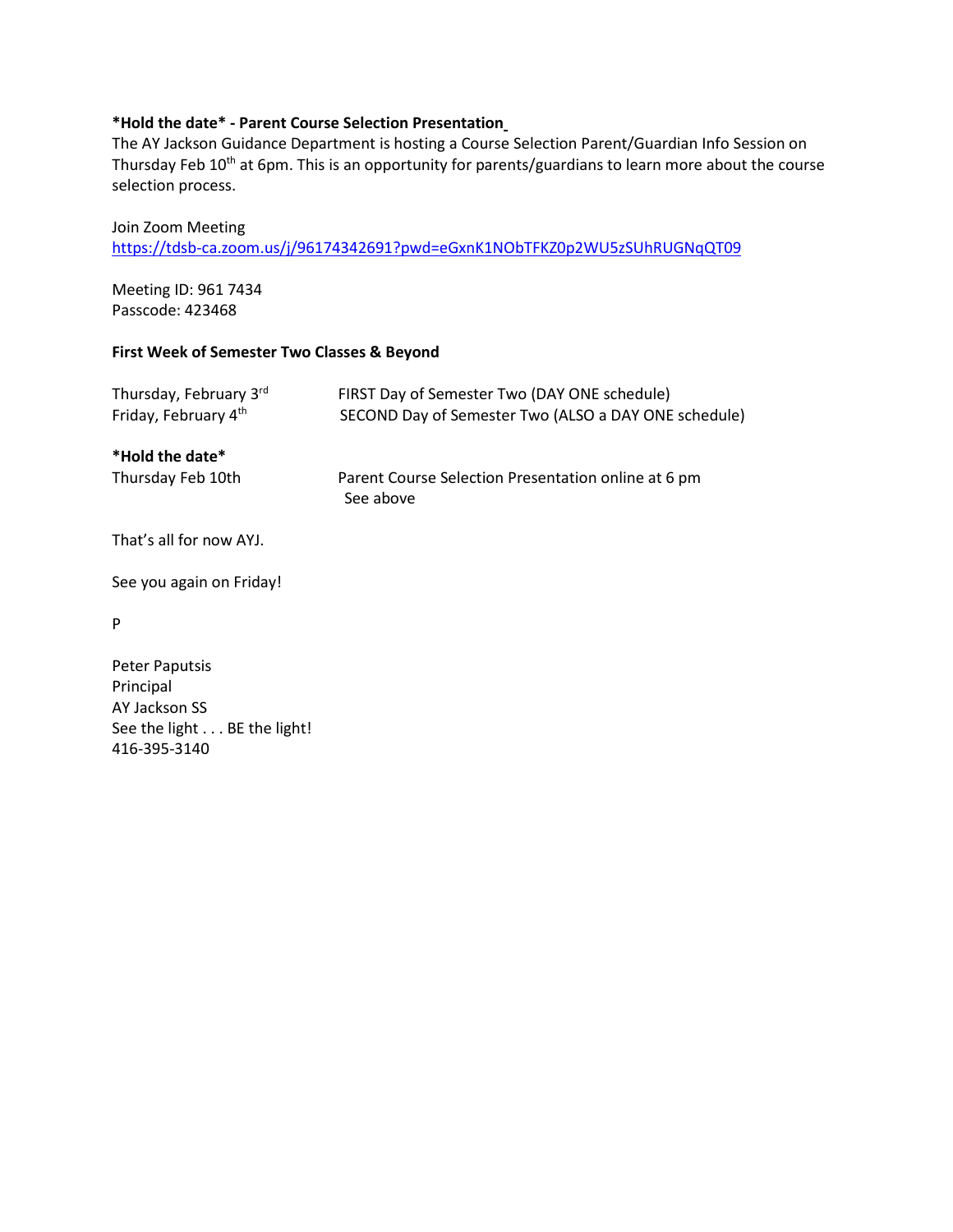**\*Hold the date\* - Parent Course Selection Presentation**

The AY Jackson Guidance Department is hosting a Course Selection Parent/Guardian Info Session on Thursday Feb 10th at 6pm. This is an opportunity for parents/guardians to learn more about the course selection process.

Join Zoom Meeting
https://tdsb-ca.zoom.us/j/96174342691?pwd=eGxnK1NObTFKZ0p2WU5zSUhRUGNqQT09

Meeting ID: 961 7434
Passcode: 423468

**First Week of Semester Two Classes & Beyond**

| | |
|---|---|
| Thursday, February 3rd | FIRST Day of Semester Two (DAY ONE schedule) |
| Friday, February 4th | SECOND Day of Semester Two (ALSO a DAY ONE schedule) |

**\*Hold the date\***

| | |
|---|---|
| Thursday Feb 10th | Parent Course Selection Presentation online at 6 pm<br>See above |

That's all for now AYJ.

See you again on Friday!

P

Peter Paputsis
Principal
AY Jackson SS
See the light . . . BE the light!
416-395-3140